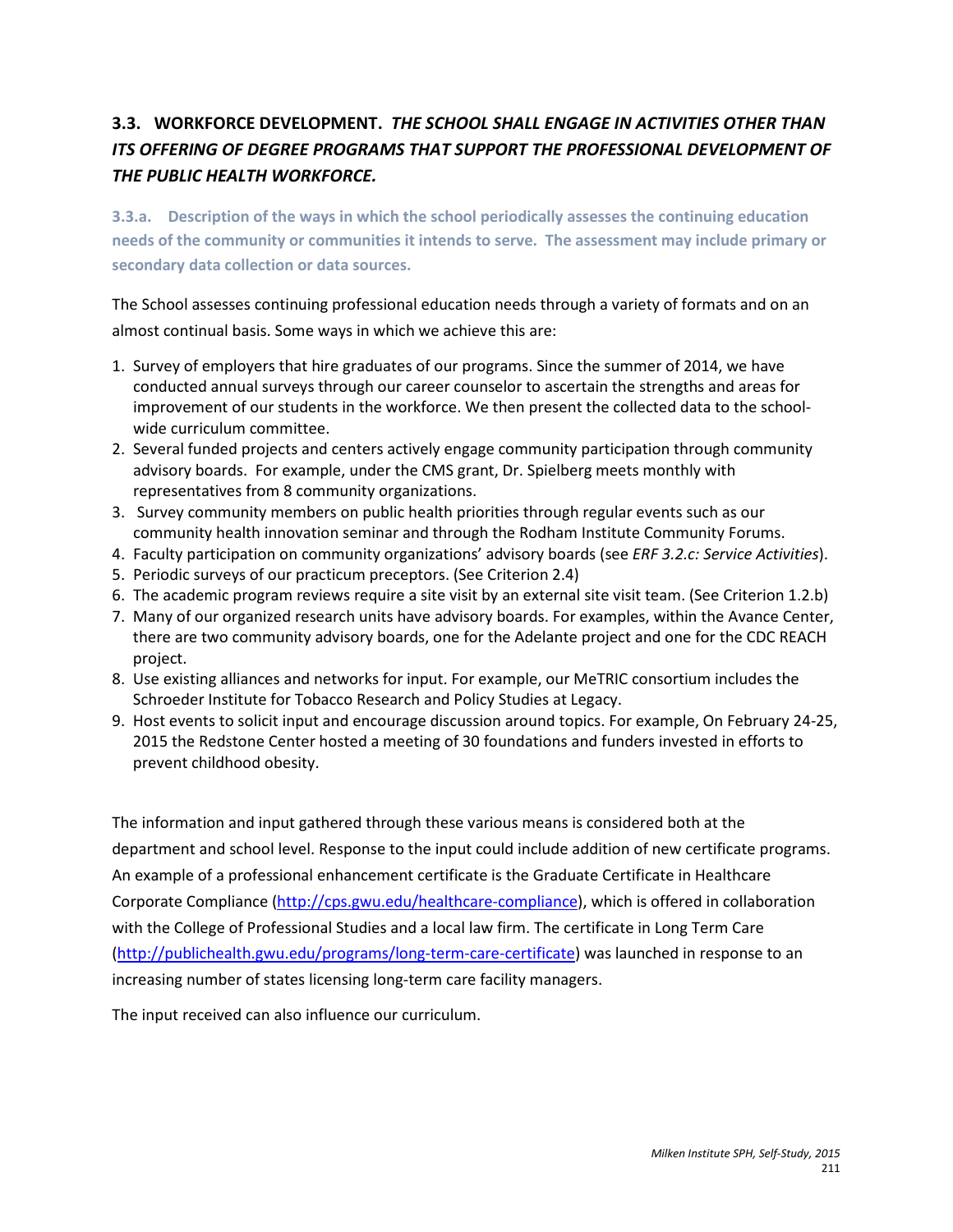## 3.3. WORKFORCE DEVELOPMENT. *THE SCHOOL SHALL ENGAGE IN ACTIVITIES OTHER THAN ITS OFFERING OF DEGREE PROGRAMS THAT SUPPORT THE PROFESSIONAL DEVELOPMENT OF THE PUBLIC HEALTH WORKFORCE.*

### 3.3.a. Description of the ways in which the school periodically assesses the continuing education needs of the community or communities it intends to serve. The assessment may include primary or secondary data collection or data sources.

The School assesses continuing professional education needs through a variety of formats and on an almost continual basis. Some ways in which we achieve this are:

1. Survey of employers that hire graduates of our programs. Since the summer of 2014, we have conducted annual surveys through our career counselor to ascertain the strengths and areas for improvement of our students in the workforce. We then present the collected data to the school-wide curriculum committee.
2. Several funded projects and centers actively engage community participation through community advisory boards. For example, under the CMS grant, Dr. Spielberg meets monthly with representatives from 8 community organizations.
3. Survey community members on public health priorities through regular events such as our community health innovation seminar and through the Rodham Institute Community Forums.
4. Faculty participation on community organizations' advisory boards (see *ERF 3.2.c: Service Activities*).
5. Periodic surveys of our practicum preceptors. (See Criterion 2.4)
6. The academic program reviews require a site visit by an external site visit team. (See Criterion 1.2.b)
7. Many of our organized research units have advisory boards. For examples, within the Avance Center, there are two community advisory boards, one for the Adelante project and one for the CDC REACH project.
8. Use existing alliances and networks for input. For example, our MeTRIC consortium includes the Schroeder Institute for Tobacco Research and Policy Studies at Legacy.
9. Host events to solicit input and encourage discussion around topics. For example, On February 24-25, 2015 the Redstone Center hosted a meeting of 30 foundations and funders invested in efforts to prevent childhood obesity.

The information and input gathered through these various means is considered both at the department and school level. Response to the input could include addition of new certificate programs. An example of a professional enhancement certificate is the Graduate Certificate in Healthcare Corporate Compliance (http://cps.gwu.edu/healthcare-compliance), which is offered in collaboration with the College of Professional Studies and a local law firm. The certificate in Long Term Care (http://publichealth.gwu.edu/programs/long-term-care-certificate) was launched in response to an increasing number of states licensing long-term care facility managers.

The input received can also influence our curriculum.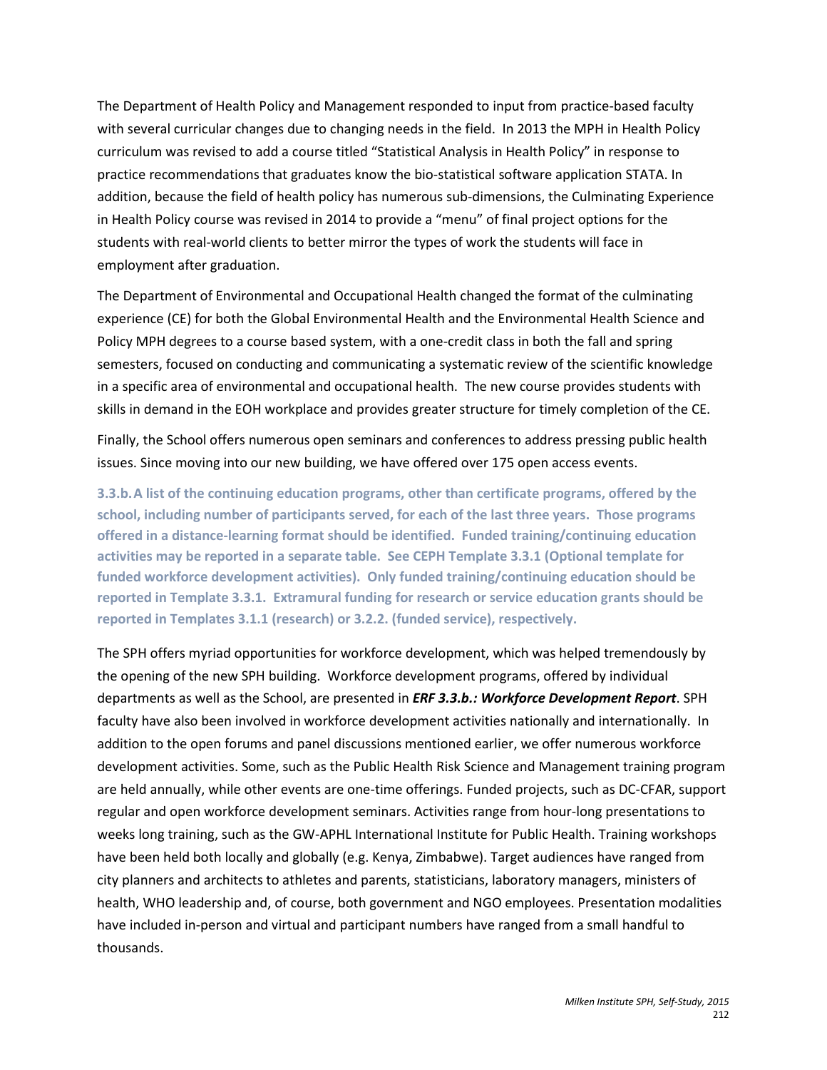The Department of Health Policy and Management responded to input from practice-based faculty with several curricular changes due to changing needs in the field. In 2013 the MPH in Health Policy curriculum was revised to add a course titled "Statistical Analysis in Health Policy" in response to practice recommendations that graduates know the bio-statistical software application STATA. In addition, because the field of health policy has numerous sub-dimensions, the Culminating Experience in Health Policy course was revised in 2014 to provide a "menu" of final project options for the students with real-world clients to better mirror the types of work the students will face in employment after graduation.

The Department of Environmental and Occupational Health changed the format of the culminating experience (CE) for both the Global Environmental Health and the Environmental Health Science and Policy MPH degrees to a course based system, with a one-credit class in both the fall and spring semesters, focused on conducting and communicating a systematic review of the scientific knowledge in a specific area of environmental and occupational health. The new course provides students with skills in demand in the EOH workplace and provides greater structure for timely completion of the CE.

Finally, the School offers numerous open seminars and conferences to address pressing public health issues. Since moving into our new building, we have offered over 175 open access events.

**3.3.b. A list of the continuing education programs, other than certificate programs, offered by the school, including number of participants served, for each of the last three years. Those programs offered in a distance-learning format should be identified. Funded training/continuing education activities may be reported in a separate table. See CEPH Template 3.3.1 (Optional template for funded workforce development activities). Only funded training/continuing education should be reported in Template 3.3.1. Extramural funding for research or service education grants should be reported in Templates 3.1.1 (research) or 3.2.2. (funded service), respectively.**

The SPH offers myriad opportunities for workforce development, which was helped tremendously by the opening of the new SPH building. Workforce development programs, offered by individual departments as well as the School, are presented in ***ERF 3.3.b.: Workforce Development Report***. SPH faculty have also been involved in workforce development activities nationally and internationally. In addition to the open forums and panel discussions mentioned earlier, we offer numerous workforce development activities. Some, such as the Public Health Risk Science and Management training program are held annually, while other events are one-time offerings. Funded projects, such as DC-CFAR, support regular and open workforce development seminars. Activities range from hour-long presentations to weeks long training, such as the GW-APHL International Institute for Public Health. Training workshops have been held both locally and globally (e.g. Kenya, Zimbabwe). Target audiences have ranged from city planners and architects to athletes and parents, statisticians, laboratory managers, ministers of health, WHO leadership and, of course, both government and NGO employees. Presentation modalities have included in-person and virtual and participant numbers have ranged from a small handful to thousands.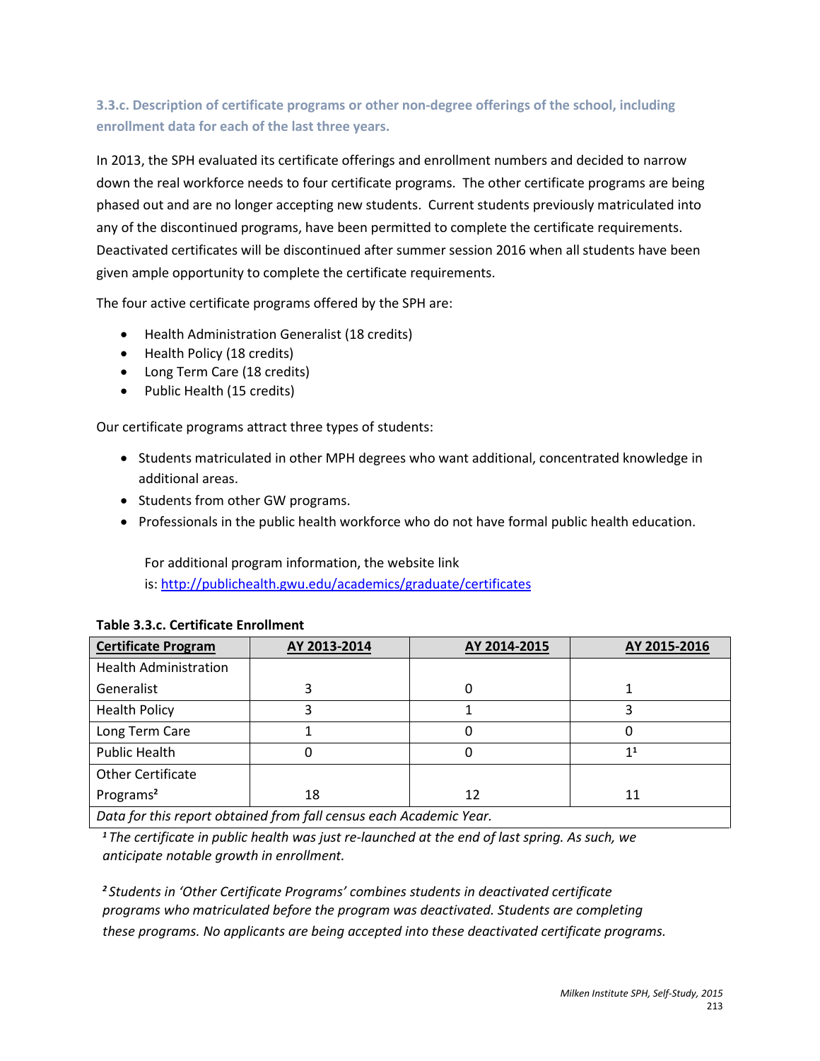### 3.3.c. Description of certificate programs or other non-degree offerings of the school, including enrollment data for each of the last three years.

In 2013, the SPH evaluated its certificate offerings and enrollment numbers and decided to narrow down the real workforce needs to four certificate programs. The other certificate programs are being phased out and are no longer accepting new students. Current students previously matriculated into any of the discontinued programs, have been permitted to complete the certificate requirements. Deactivated certificates will be discontinued after summer session 2016 when all students have been given ample opportunity to complete the certificate requirements.

The four active certificate programs offered by the SPH are:

- Health Administration Generalist (18 credits)
- Health Policy (18 credits)
- Long Term Care (18 credits)
- Public Health (15 credits)

Our certificate programs attract three types of students:

- Students matriculated in other MPH degrees who want additional, concentrated knowledge in additional areas.
- Students from other GW programs.
- Professionals in the public health workforce who do not have formal public health education.

For additional program information, the website link is: http://publichealth.gwu.edu/academics/graduate/certificates

**Table 3.3.c. Certificate Enrollment**

| Certificate Program | AY 2013-2014 | AY 2014-2015 | AY 2015-2016 |
|---|---|---|---|
| Health Administration Generalist | 3 | 0 | 1 |
| Health Policy | 3 | 1 | 3 |
| Long Term Care | 1 | 0 | 0 |
| Public Health | 0 | 0 | 1[1] |
| Other Certificate Programs[2] | 18 | 12 | 11 |
| *Data for this report obtained from fall census each Academic Year.* | | | |

*[1] The certificate in public health was just re-launched at the end of last spring. As such, we anticipate notable growth in enrollment.*

*[2] Students in 'Other Certificate Programs' combines students in deactivated certificate programs who matriculated before the program was deactivated. Students are completing these programs. No applicants are being accepted into these deactivated certificate programs.*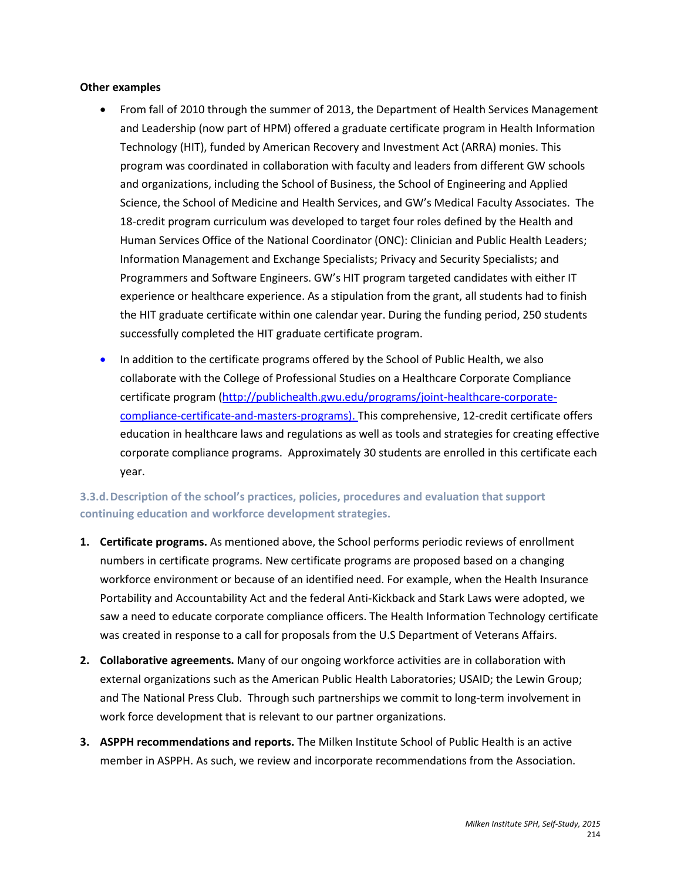**Other examples**

- From fall of 2010 through the summer of 2013, the Department of Health Services Management and Leadership (now part of HPM) offered a graduate certificate program in Health Information Technology (HIT), funded by American Recovery and Investment Act (ARRA) monies. This program was coordinated in collaboration with faculty and leaders from different GW schools and organizations, including the School of Business, the School of Engineering and Applied Science, the School of Medicine and Health Services, and GW's Medical Faculty Associates. The 18-credit program curriculum was developed to target four roles defined by the Health and Human Services Office of the National Coordinator (ONC): Clinician and Public Health Leaders; Information Management and Exchange Specialists; Privacy and Security Specialists; and Programmers and Software Engineers. GW's HIT program targeted candidates with either IT experience or healthcare experience. As a stipulation from the grant, all students had to finish the HIT graduate certificate within one calendar year. During the funding period, 250 students successfully completed the HIT graduate certificate program.
- In addition to the certificate programs offered by the School of Public Health, we also collaborate with the College of Professional Studies on a Healthcare Corporate Compliance certificate program (http://publichealth.gwu.edu/programs/joint-healthcare-corporate-compliance-certificate-and-masters-programs). This comprehensive, 12-credit certificate offers education in healthcare laws and regulations as well as tools and strategies for creating effective corporate compliance programs. Approximately 30 students are enrolled in this certificate each year.

### 3.3.d. Description of the school's practices, policies, procedures and evaluation that support continuing education and workforce development strategies.

1. **Certificate programs.** As mentioned above, the School performs periodic reviews of enrollment numbers in certificate programs. New certificate programs are proposed based on a changing workforce environment or because of an identified need. For example, when the Health Insurance Portability and Accountability Act and the federal Anti-Kickback and Stark Laws were adopted, we saw a need to educate corporate compliance officers. The Health Information Technology certificate was created in response to a call for proposals from the U.S Department of Veterans Affairs.
2. **Collaborative agreements.** Many of our ongoing workforce activities are in collaboration with external organizations such as the American Public Health Laboratories; USAID; the Lewin Group; and The National Press Club. Through such partnerships we commit to long-term involvement in work force development that is relevant to our partner organizations.
3. **ASPPH recommendations and reports.** The Milken Institute School of Public Health is an active member in ASPPH. As such, we review and incorporate recommendations from the Association.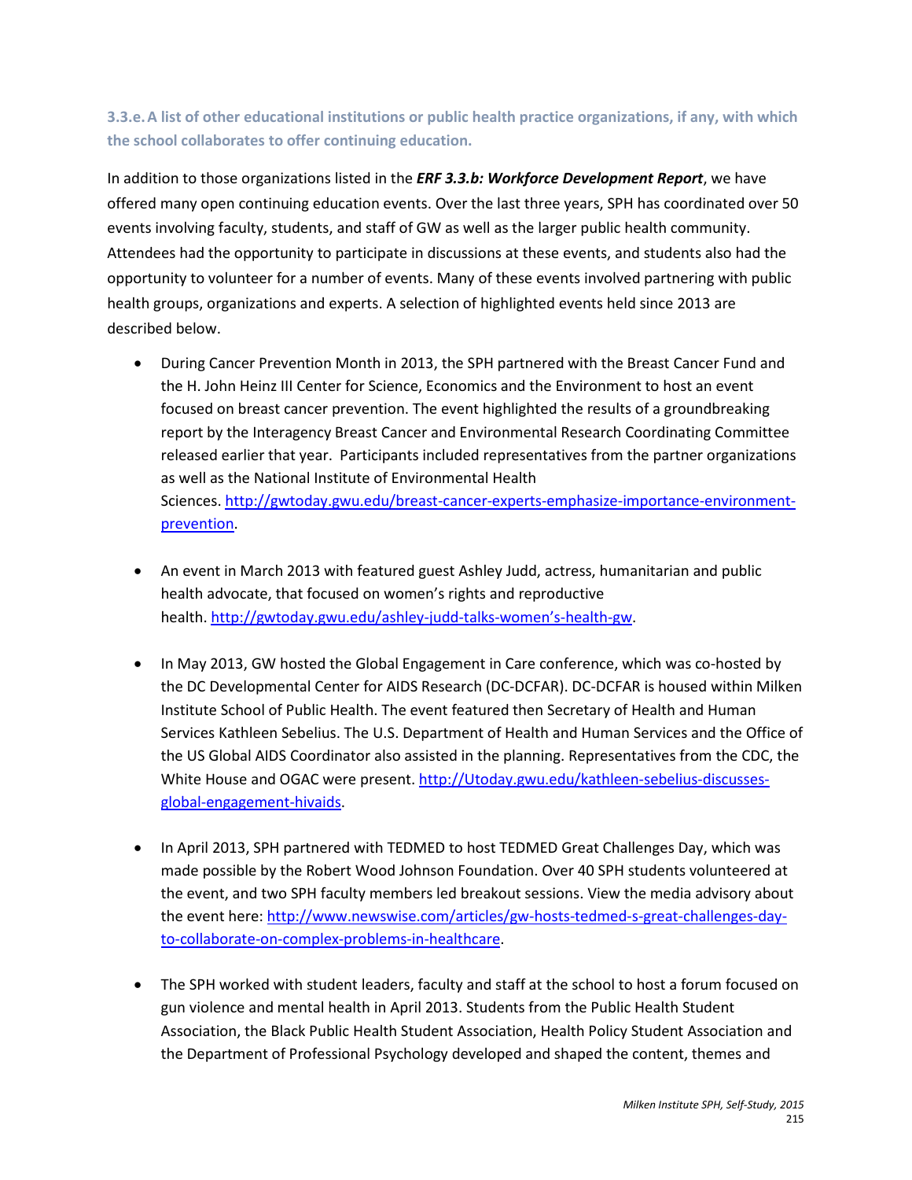### 3.3.e. A list of other educational institutions or public health practice organizations, if any, with which the school collaborates to offer continuing education.

In addition to those organizations listed in the ***ERF 3.3.b: Workforce Development Report***, we have offered many open continuing education events. Over the last three years, SPH has coordinated over 50 events involving faculty, students, and staff of GW as well as the larger public health community. Attendees had the opportunity to participate in discussions at these events, and students also had the opportunity to volunteer for a number of events. Many of these events involved partnering with public health groups, organizations and experts. A selection of highlighted events held since 2013 are described below.

- During Cancer Prevention Month in 2013, the SPH partnered with the Breast Cancer Fund and the H. John Heinz III Center for Science, Economics and the Environment to host an event focused on breast cancer prevention. The event highlighted the results of a groundbreaking report by the Interagency Breast Cancer and Environmental Research Coordinating Committee released earlier that year. Participants included representatives from the partner organizations as well as the National Institute of Environmental Health Sciences. http://gwtoday.gwu.edu/breast-cancer-experts-emphasize-importance-environment-prevention.

- An event in March 2013 with featured guest Ashley Judd, actress, humanitarian and public health advocate, that focused on women's rights and reproductive health. http://gwtoday.gwu.edu/ashley-judd-talks-women's-health-gw.

- In May 2013, GW hosted the Global Engagement in Care conference, which was co-hosted by the DC Developmental Center for AIDS Research (DC-DCFAR). DC-DCFAR is housed within Milken Institute School of Public Health. The event featured then Secretary of Health and Human Services Kathleen Sebelius. The U.S. Department of Health and Human Services and the Office of the US Global AIDS Coordinator also assisted in the planning. Representatives from the CDC, the White House and OGAC were present. http://Utoday.gwu.edu/kathleen-sebelius-discusses-global-engagement-hivaids.

- In April 2013, SPH partnered with TEDMED to host TEDMED Great Challenges Day, which was made possible by the Robert Wood Johnson Foundation. Over 40 SPH students volunteered at the event, and two SPH faculty members led breakout sessions. View the media advisory about the event here: http://www.newswise.com/articles/gw-hosts-tedmed-s-great-challenges-day-to-collaborate-on-complex-problems-in-healthcare.

- The SPH worked with student leaders, faculty and staff at the school to host a forum focused on gun violence and mental health in April 2013. Students from the Public Health Student Association, the Black Public Health Student Association, Health Policy Student Association and the Department of Professional Psychology developed and shaped the content, themes and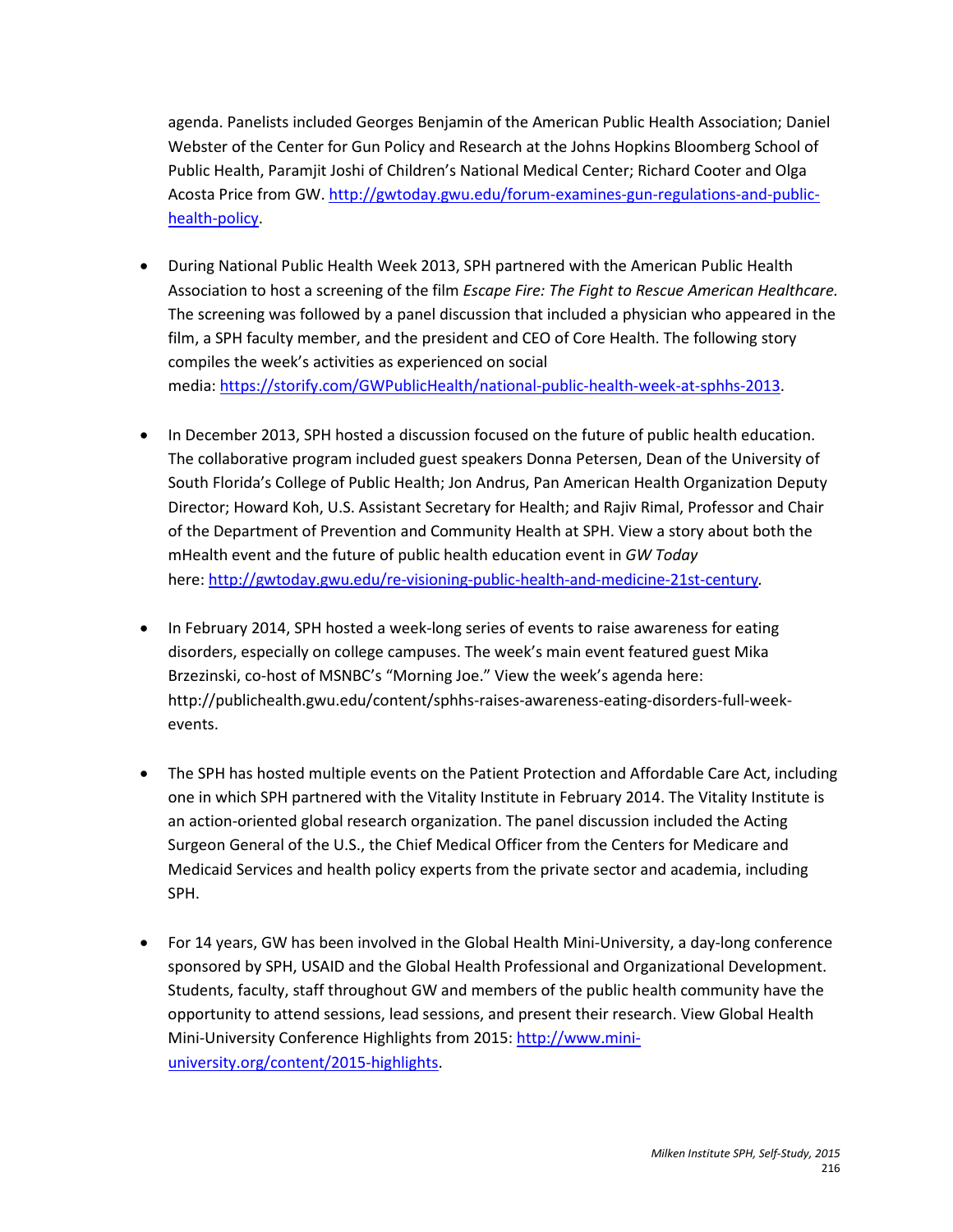agenda. Panelists included Georges Benjamin of the American Public Health Association; Daniel Webster of the Center for Gun Policy and Research at the Johns Hopkins Bloomberg School of Public Health, Paramjit Joshi of Children's National Medical Center; Richard Cooter and Olga Acosta Price from GW. [http://gwtoday.gwu.edu/forum-examines-gun-regulations-and-public-health-policy](http://gwtoday.gwu.edu/forum-examines-gun-regulations-and-public-health-policy).

- During National Public Health Week 2013, SPH partnered with the American Public Health Association to host a screening of the film *Escape Fire: The Fight to Rescue American Healthcare.* The screening was followed by a panel discussion that included a physician who appeared in the film, a SPH faculty member, and the president and CEO of Core Health. The following story compiles the week's activities as experienced on social media: [https://storify.com/GWPublicHealth/national-public-health-week-at-sphhs-2013](https://storify.com/GWPublicHealth/national-public-health-week-at-sphhs-2013).

- In December 2013, SPH hosted a discussion focused on the future of public health education. The collaborative program included guest speakers Donna Petersen, Dean of the University of South Florida's College of Public Health; Jon Andrus, Pan American Health Organization Deputy Director; Howard Koh, U.S. Assistant Secretary for Health; and Rajiv Rimal, Professor and Chair of the Department of Prevention and Community Health at SPH. View a story about both the mHealth event and the future of public health education event in *GW Today* here: [http://gwtoday.gwu.edu/re-visioning-public-health-and-medicine-21st-century](http://gwtoday.gwu.edu/re-visioning-public-health-and-medicine-21st-century).

- In February 2014, SPH hosted a week-long series of events to raise awareness for eating disorders, especially on college campuses. The week's main event featured guest Mika Brzezinski, co-host of MSNBC's "Morning Joe." View the week's agenda here: http://publichealth.gwu.edu/content/sphhs-raises-awareness-eating-disorders-full-week-events.

- The SPH has hosted multiple events on the Patient Protection and Affordable Care Act, including one in which SPH partnered with the Vitality Institute in February 2014. The Vitality Institute is an action-oriented global research organization. The panel discussion included the Acting Surgeon General of the U.S., the Chief Medical Officer from the Centers for Medicare and Medicaid Services and health policy experts from the private sector and academia, including SPH.

- For 14 years, GW has been involved in the Global Health Mini-University, a day-long conference sponsored by SPH, USAID and the Global Health Professional and Organizational Development. Students, faculty, staff throughout GW and members of the public health community have the opportunity to attend sessions, lead sessions, and present their research. View Global Health Mini-University Conference Highlights from 2015: [http://www.mini-university.org/content/2015-highlights](http://www.mini-university.org/content/2015-highlights).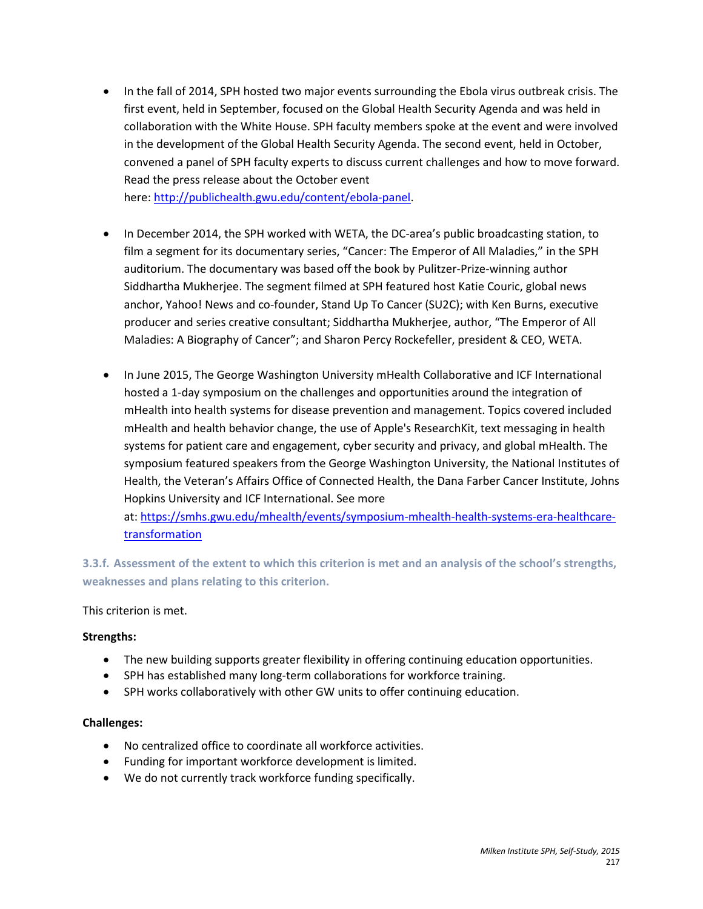- In the fall of 2014, SPH hosted two major events surrounding the Ebola virus outbreak crisis. The first event, held in September, focused on the Global Health Security Agenda and was held in collaboration with the White House. SPH faculty members spoke at the event and were involved in the development of the Global Health Security Agenda. The second event, held in October, convened a panel of SPH faculty experts to discuss current challenges and how to move forward. Read the press release about the October event here: [http://publichealth.gwu.edu/content/ebola-panel](http://publichealth.gwu.edu/content/ebola-panel).

- In December 2014, the SPH worked with WETA, the DC-area's public broadcasting station, to film a segment for its documentary series, "Cancer: The Emperor of All Maladies," in the SPH auditorium. The documentary was based off the book by Pulitzer-Prize-winning author Siddhartha Mukherjee. The segment filmed at SPH featured host Katie Couric, global news anchor, Yahoo! News and co-founder, Stand Up To Cancer (SU2C); with Ken Burns, executive producer and series creative consultant; Siddhartha Mukherjee, author, "The Emperor of All Maladies: A Biography of Cancer"; and Sharon Percy Rockefeller, president & CEO, WETA.

- In June 2015, The George Washington University mHealth Collaborative and ICF International hosted a 1-day symposium on the challenges and opportunities around the integration of mHealth into health systems for disease prevention and management. Topics covered included mHealth and health behavior change, the use of Apple's ResearchKit, text messaging in health systems for patient care and engagement, cyber security and privacy, and global mHealth. The symposium featured speakers from the George Washington University, the National Institutes of Health, the Veteran's Affairs Office of Connected Health, the Dana Farber Cancer Institute, Johns Hopkins University and ICF International. See more at: [https://smhs.gwu.edu/mhealth/events/symposium-mhealth-health-systems-era-healthcare-transformation](https://smhs.gwu.edu/mhealth/events/symposium-mhealth-health-systems-era-healthcare-transformation)

### 3.3.f. Assessment of the extent to which this criterion is met and an analysis of the school's strengths, weaknesses and plans relating to this criterion.

This criterion is met.

**Strengths:**

- The new building supports greater flexibility in offering continuing education opportunities.
- SPH has established many long-term collaborations for workforce training.
- SPH works collaboratively with other GW units to offer continuing education.

**Challenges:**

- No centralized office to coordinate all workforce activities.
- Funding for important workforce development is limited.
- We do not currently track workforce funding specifically.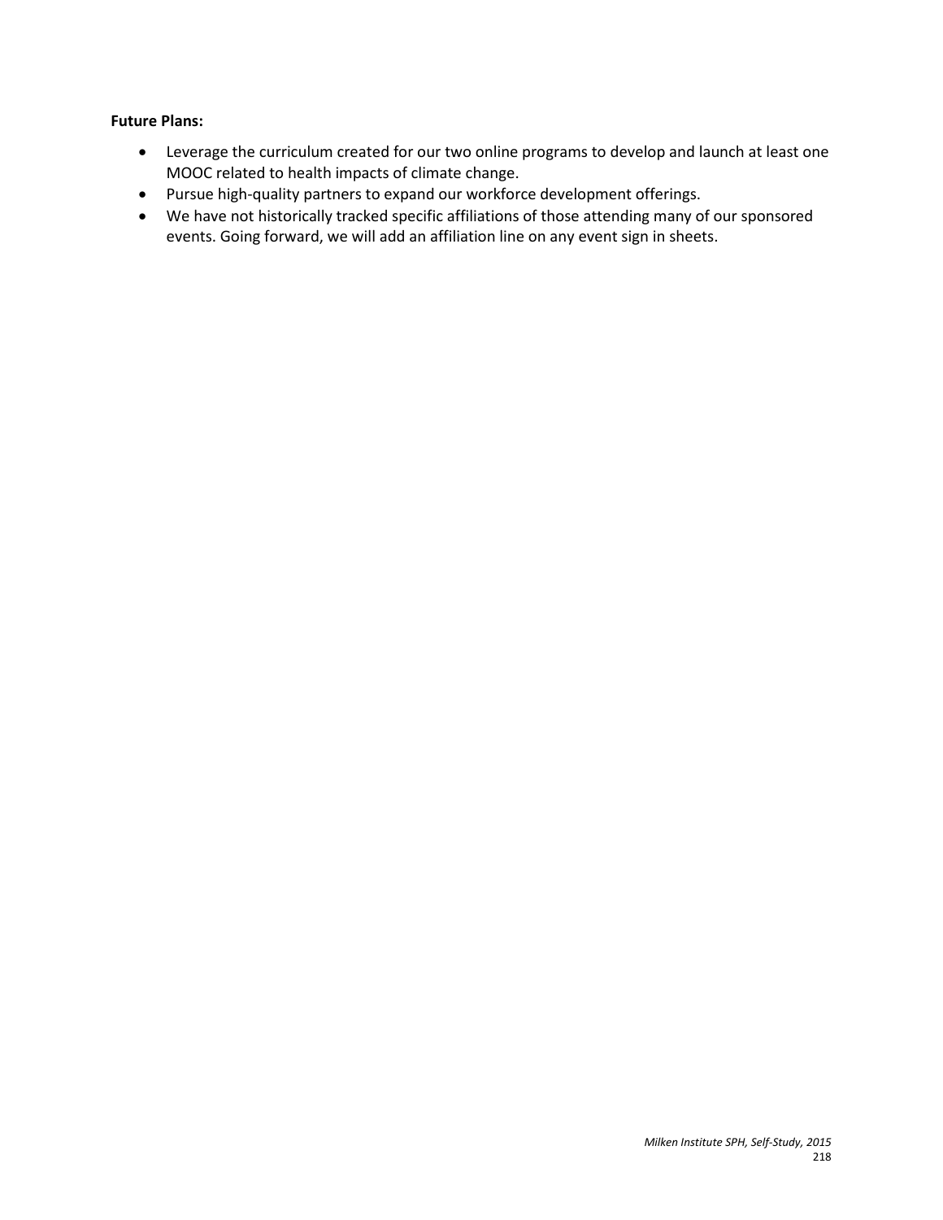**Future Plans:**

- Leverage the curriculum created for our two online programs to develop and launch at least one MOOC related to health impacts of climate change.
- Pursue high-quality partners to expand our workforce development offerings.
- We have not historically tracked specific affiliations of those attending many of our sponsored events. Going forward, we will add an affiliation line on any event sign in sheets.